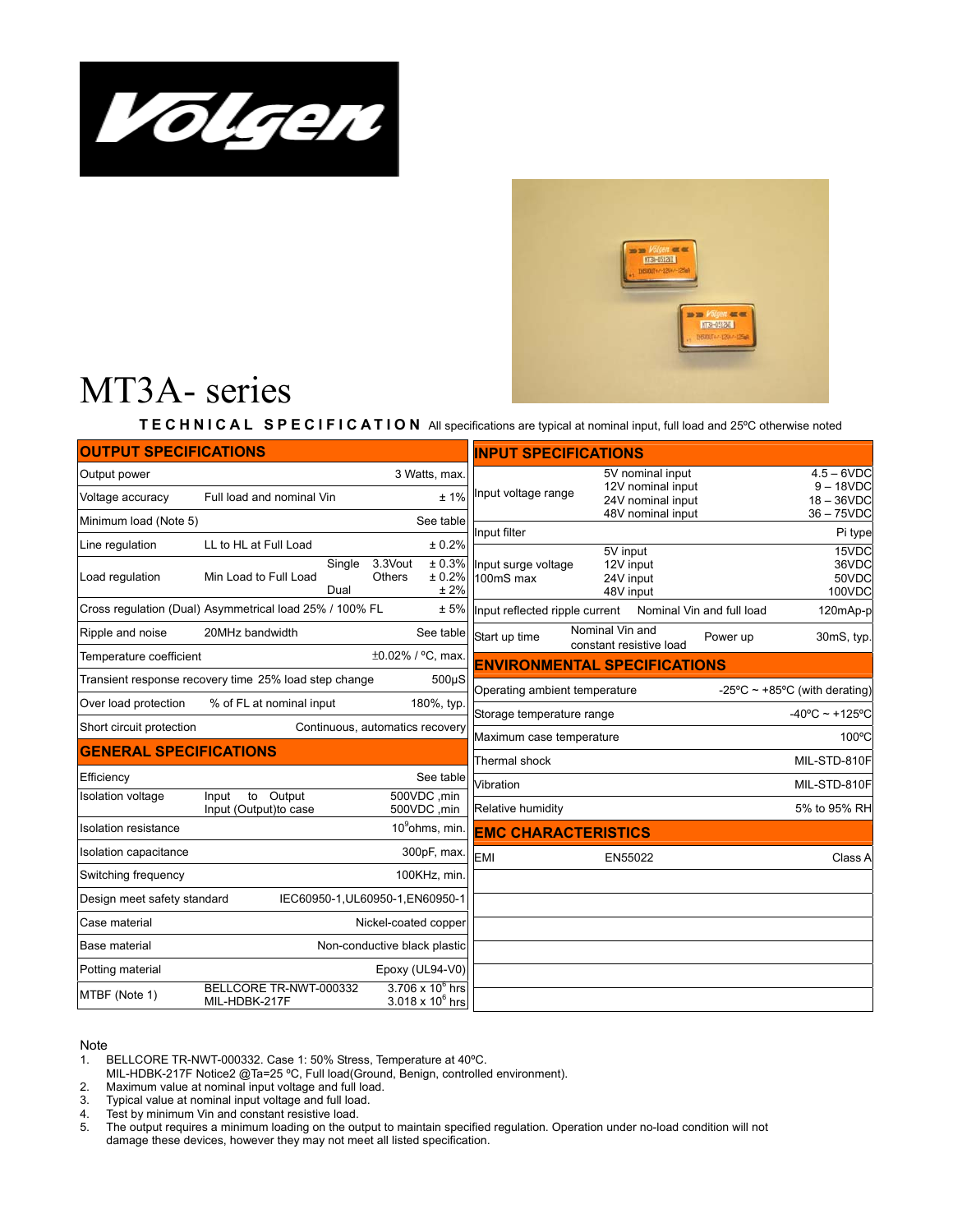# MT3A- series

**TECHNICAL SPECIFICATION** All specifications are typical at nominal input, full load and 25ºC otherwise noted

## OUTPUT SPECIFICATIONS

| | | | |
|---|---|---|---|
| Output power | | | 3 Watts, max. |
| Voltage accuracy | Full load and nominal Vin | | ± 1% |
| Minimum load (Note 5) | | | See table |
| Line regulation | LL to HL at Full Load | | ± 0.2% |
| Load regulation | Min Load to Full Load | Single 3.3Vout / Others; Dual | ± 0.3% / ± 0.2%; ± 2% |
| Cross regulation (Dual) | Asymmetrical load 25% / 100% FL | | ± 5% |
| Ripple and noise | 20MHz bandwidth | | See table |
| Temperature coefficient | | | ±0.02% / ºC, max. |
| Transient response recovery time | 25% load step change | | 500μS |
| Over load protection | % of FL at nominal input | | 180%, typ. |
| Short circuit protection | | | Continuous, automatics recovery |

## GENERAL SPECIFICATIONS

| | | |
|---|---|---|
| Efficiency | | See table |
| Isolation voltage | Input to Output; Input (Output)to case | 500VDC ,min; 500VDC ,min |
| Isolation resistance | | $10^9$ohms, min. |
| Isolation capacitance | | 300pF, max. |
| Switching frequency | | 100KHz, min. |
| Design meet safety standard | | IEC60950-1,UL60950-1,EN60950-1 |
| Case material | | Nickel-coated copper |
| Base material | | Non-conductive black plastic |
| Potting material | | Epoxy (UL94-V0) |
| MTBF (Note 1) | BELLCORE TR-NWT-000332; MIL-HDBK-217F | $3.706 \times 10^6$ hrs; $3.018 \times 10^6$ hrs |

## INPUT SPECIFICATIONS

| | | | |
|---|---|---|---|
| Input voltage range | 5V nominal input | | 4.5 – 6VDC |
| | 12V nominal input | | 9 – 18VDC |
| | 24V nominal input | | 18 – 36VDC |
| | 48V nominal input | | 36 – 75VDC |
| Input filter | | | Pi type |
| Input surge voltage 100mS max | 5V input | | 15VDC |
| | 12V input | | 36VDC |
| | 24V input | | 50VDC |
| | 48V input | | 100VDC |
| Input reflected ripple current | Nominal Vin and full load | | 120mAp-p |
| Start up time | Nominal Vin and constant resistive load | Power up | 30mS, typ. |

## ENVIRONMENTAL SPECIFICATIONS

| | |
|---|---|
| Operating ambient temperature | -25ºC ~ +85ºC (with derating) |
| Storage temperature range | -40ºC ~ +125ºC |
| Maximum case temperature | 100ºC |
| Thermal shock | MIL-STD-810F |
| Vibration | MIL-STD-810F |
| Relative humidity | 5% to 95% RH |

## EMC CHARACTERISTICS

| | | |
|---|---|---|
| EMI | EN55022 | Class A |

Note

1. BELLCORE TR-NWT-000332. Case 1: 50% Stress, Temperature at 40ºC.
   MIL-HDBK-217F Notice2 @Ta=25 ºC, Full load(Ground, Benign, controlled environment).
2. Maximum value at nominal input voltage and full load.
3. Typical value at nominal input voltage and full load.
4. Test by minimum Vin and constant resistive load.
5. The output requires a minimum loading on the output to maintain specified regulation. Operation under no-load condition will not damage these devices, however they may not meet all listed specification.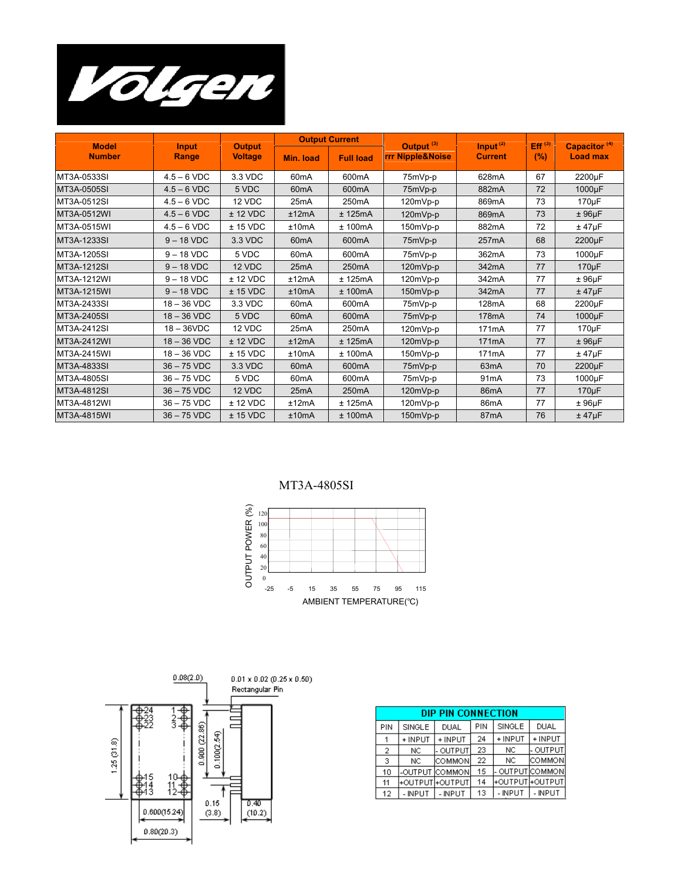Volgen

| Model Number | Input Range | Output Voltage | Output Current | | Output [3] rrr Nipple&Noise | Input [2] Current | Eff [3] (%) | Capacitor [4] Load max |
|---|---|---|---|---|---|---|---|---|
| | | | Min. load | Full load | | | | |
| MT3A-0533SI | 4.5 – 6 VDC | 3.3 VDC | 60mA | 600mA | 75mVp-p | 628mA | 67 | 2200μF |
| MT3A-0505SI | 4.5 – 6 VDC | 5 VDC | 60mA | 600mA | 75mVp-p | 882mA | 72 | 1000μF |
| MT3A-0512SI | 4.5 – 6 VDC | 12 VDC | 25mA | 250mA | 120mVp-p | 869mA | 73 | 170μF |
| MT3A-0512WI | 4.5 – 6 VDC | ± 12 VDC | ±12mA | ± 125mA | 120mVp-p | 869mA | 73 | ± 96μF |
| MT3A-0515WI | 4.5 – 6 VDC | ± 15 VDC | ±10mA | ± 100mA | 150mVp-p | 882mA | 72 | ± 47μF |
| MT3A-1233SI | 9 – 18 VDC | 3.3 VDC | 60mA | 600mA | 75mVp-p | 257mA | 68 | 2200μF |
| MT3A-1205SI | 9 – 18 VDC | 5 VDC | 60mA | 600mA | 75mVp-p | 362mA | 73 | 1000μF |
| MT3A-1212SI | 9 – 18 VDC | 12 VDC | 25mA | 250mA | 120mVp-p | 342mA | 77 | 170μF |
| MT3A-1212WI | 9 – 18 VDC | ± 12 VDC | ±12mA | ± 125mA | 120mVp-p | 342mA | 77 | ± 96μF |
| MT3A-1215WI | 9 – 18 VDC | ± 15 VDC | ±10mA | ± 100mA | 150mVp-p | 342mA | 77 | ± 47μF |
| MT3A-2433SI | 18 – 36 VDC | 3.3 VDC | 60mA | 600mA | 75mVp-p | 128mA | 68 | 2200μF |
| MT3A-2405SI | 18 – 36 VDC | 5 VDC | 60mA | 600mA | 75mVp-p | 178mA | 74 | 1000μF |
| MT3A-2412SI | 18 – 36VDC | 12 VDC | 25mA | 250mA | 120mVp-p | 171mA | 77 | 170μF |
| MT3A-2412WI | 18 – 36 VDC | ± 12 VDC | ±12mA | ± 125mA | 120mVp-p | 171mA | 77 | ± 96μF |
| MT3A-2415WI | 18 – 36 VDC | ± 15 VDC | ±10mA | ± 100mA | 150mVp-p | 171mA | 77 | ± 47μF |
| MT3A-4833SI | 36 – 75 VDC | 3.3 VDC | 60mA | 600mA | 75mVp-p | 63mA | 70 | 2200μF |
| MT3A-4805SI | 36 – 75 VDC | 5 VDC | 60mA | 600mA | 75mVp-p | 91mA | 73 | 1000μF |
| MT3A-4812SI | 36 – 75 VDC | 12 VDC | 25mA | 250mA | 120mVp-p | 86mA | 77 | 170μF |
| MT3A-4812WI | 36 – 75 VDC | ± 12 VDC | ±12mA | ± 125mA | 120mVp-p | 86mA | 77 | ± 96μF |
| MT3A-4815WI | 36 – 75 VDC | ± 15 VDC | ±10mA | ± 100mA | 150mVp-p | 87mA | 76 | ± 47μF |

MT3A-4805SI

OUTPUT POWER (%)
120
100
80
60
40
20
0
-25 -5 15 35 55 75 95 115
AMBIENT TEMPERATURE(℃)

0.08(2.0)
0.01 x 0.02 (0.25 x 0.50) Rectangular Pin
24 23 22 15 14 13 1 2 3 10 11 12
1.25 (31.8)
0.900 (22.86)
0.100(2.54)
0.15 (3.8)
0.40 (10.2)
0.600(15.24)
0.80(20.3)

| DIP PIN CONNECTION | | | | | |
|---|---|---|---|---|---|
| PIN | SINGLE | DUAL | PIN | SINGLE | DUAL |
| 1 | + INPUT | + INPUT | 24 | + INPUT | + INPUT |
| 2 | NC | - OUTPUT | 23 | NC | - OUTPUT |
| 3 | NC | COMMON | 22 | NC | COMMON |
| 10 | -OUTPUT | COMMON | 15 | - OUTPUT | COMMON |
| 11 | +OUTPUT | +OUTPUT | 14 | +OUTPUT | +OUTPUT |
| 12 | - INPUT | - INPUT | 13 | - INPUT | - INPUT |